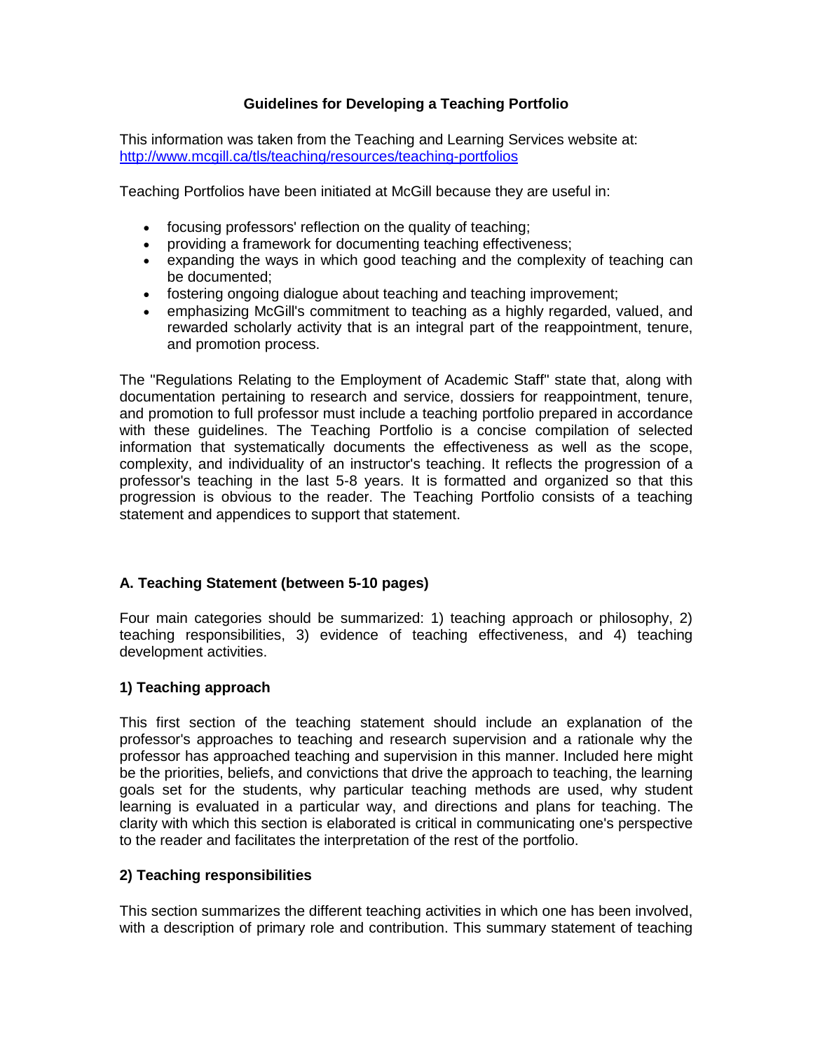# Guidelines for Developing a Teaching Portfolio

This information was taken from the Teaching and Learning Services website at: [http://www.mcgill.ca/tls/teaching/resources/teaching-portfolios](http://www.mcgill.ca/tls/teaching/resources/teaching-portfolios)

Teaching Portfolios have been initiated at McGill because they are useful in:

- focusing professors' reflection on the quality of teaching;
- providing a framework for documenting teaching effectiveness;
- expanding the ways in which good teaching and the complexity of teaching can be documented;
- fostering ongoing dialogue about teaching and teaching improvement;
- emphasizing McGill's commitment to teaching as a highly regarded, valued, and rewarded scholarly activity that is an integral part of the reappointment, tenure, and promotion process.

The "Regulations Relating to the Employment of Academic Staff" state that, along with documentation pertaining to research and service, dossiers for reappointment, tenure, and promotion to full professor must include a teaching portfolio prepared in accordance with these guidelines. The Teaching Portfolio is a concise compilation of selected information that systematically documents the effectiveness as well as the scope, complexity, and individuality of an instructor's teaching. It reflects the progression of a professor's teaching in the last 5-8 years. It is formatted and organized so that this progression is obvious to the reader. The Teaching Portfolio consists of a teaching statement and appendices to support that statement.

## A. Teaching Statement (between 5-10 pages)

Four main categories should be summarized: 1) teaching approach or philosophy, 2) teaching responsibilities, 3) evidence of teaching effectiveness, and 4) teaching development activities.

### 1) Teaching approach

This first section of the teaching statement should include an explanation of the professor's approaches to teaching and research supervision and a rationale why the professor has approached teaching and supervision in this manner. Included here might be the priorities, beliefs, and convictions that drive the approach to teaching, the learning goals set for the students, why particular teaching methods are used, why student learning is evaluated in a particular way, and directions and plans for teaching. The clarity with which this section is elaborated is critical in communicating one's perspective to the reader and facilitates the interpretation of the rest of the portfolio.

### 2) Teaching responsibilities

This section summarizes the different teaching activities in which one has been involved, with a description of primary role and contribution. This summary statement of teaching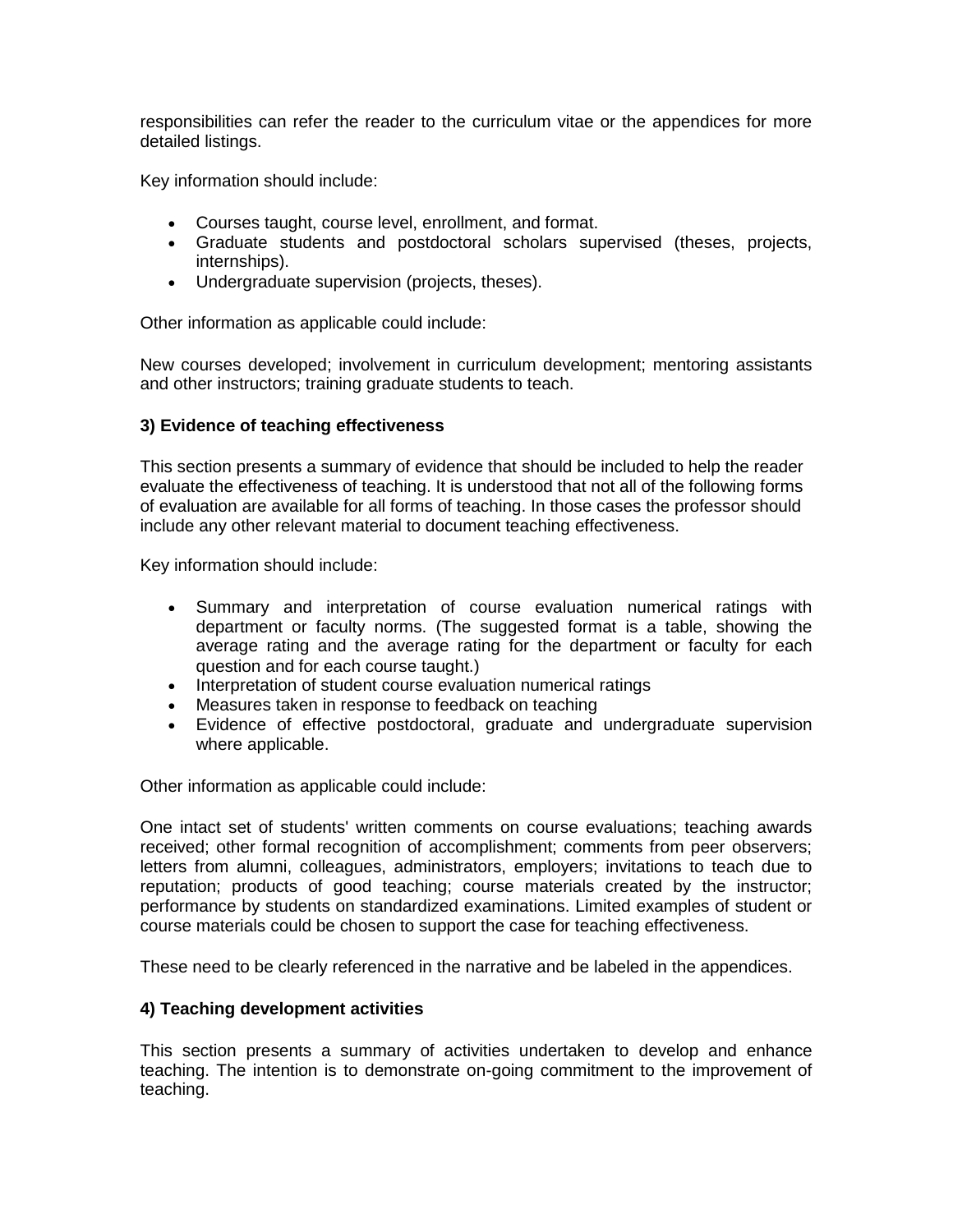responsibilities can refer the reader to the curriculum vitae or the appendices for more detailed listings.

Key information should include:

- Courses taught, course level, enrollment, and format.
- Graduate students and postdoctoral scholars supervised (theses, projects, internships).
- Undergraduate supervision (projects, theses).

Other information as applicable could include:

New courses developed; involvement in curriculum development; mentoring assistants and other instructors; training graduate students to teach.

**3) Evidence of teaching effectiveness**

This section presents a summary of evidence that should be included to help the reader evaluate the effectiveness of teaching. It is understood that not all of the following forms of evaluation are available for all forms of teaching. In those cases the professor should include any other relevant material to document teaching effectiveness.

Key information should include:

- Summary and interpretation of course evaluation numerical ratings with department or faculty norms. (The suggested format is a table, showing the average rating and the average rating for the department or faculty for each question and for each course taught.)
- Interpretation of student course evaluation numerical ratings
- Measures taken in response to feedback on teaching
- Evidence of effective postdoctoral, graduate and undergraduate supervision where applicable.

Other information as applicable could include:

One intact set of students' written comments on course evaluations; teaching awards received; other formal recognition of accomplishment; comments from peer observers; letters from alumni, colleagues, administrators, employers; invitations to teach due to reputation; products of good teaching; course materials created by the instructor; performance by students on standardized examinations. Limited examples of student or course materials could be chosen to support the case for teaching effectiveness.

These need to be clearly referenced in the narrative and be labeled in the appendices.

**4) Teaching development activities**

This section presents a summary of activities undertaken to develop and enhance teaching. The intention is to demonstrate on-going commitment to the improvement of teaching.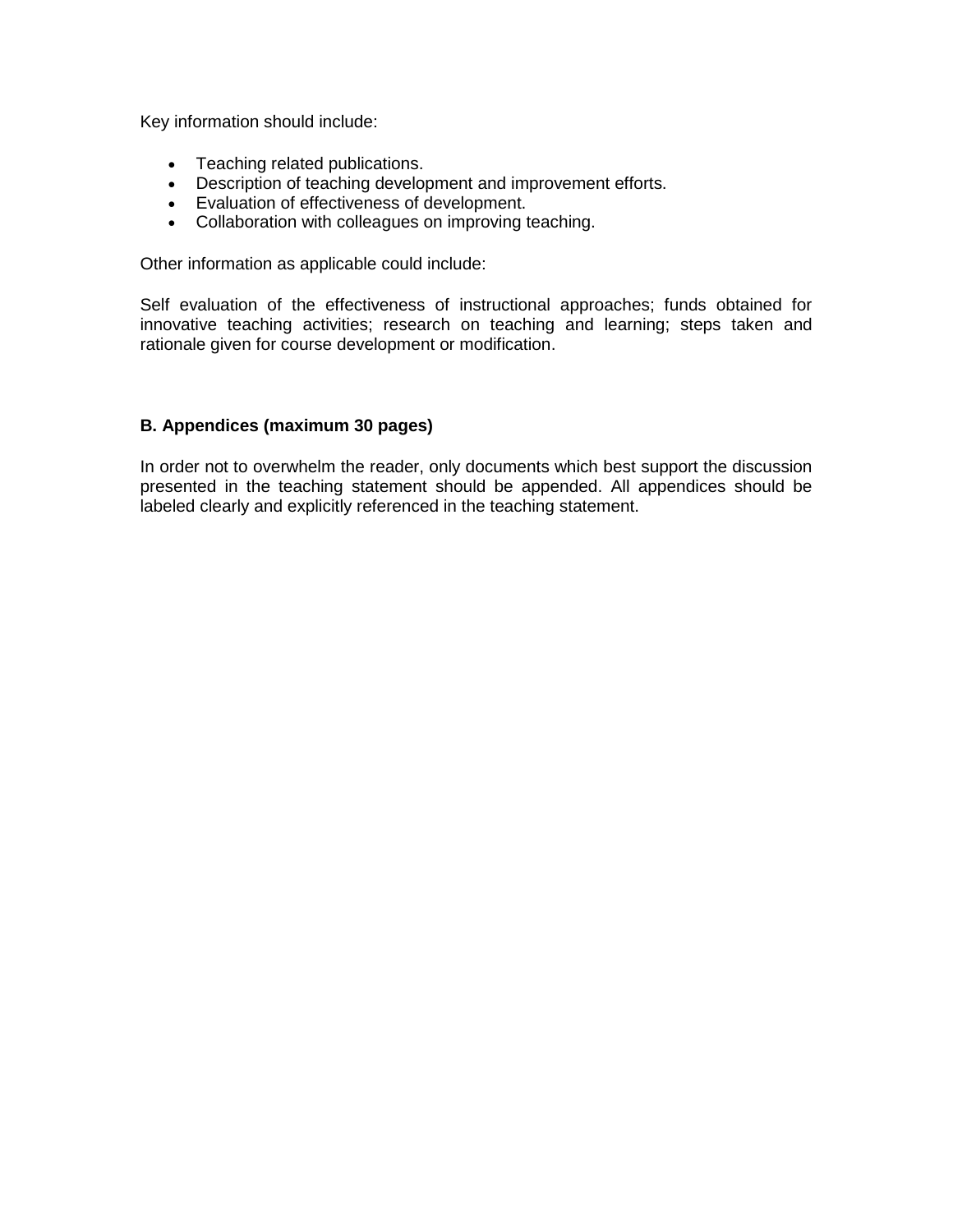Key information should include:

- Teaching related publications.
- Description of teaching development and improvement efforts.
- Evaluation of effectiveness of development.
- Collaboration with colleagues on improving teaching.

Other information as applicable could include:

Self evaluation of the effectiveness of instructional approaches; funds obtained for innovative teaching activities; research on teaching and learning; steps taken and rationale given for course development or modification.

**B. Appendices (maximum 30 pages)**

In order not to overwhelm the reader, only documents which best support the discussion presented in the teaching statement should be appended. All appendices should be labeled clearly and explicitly referenced in the teaching statement.